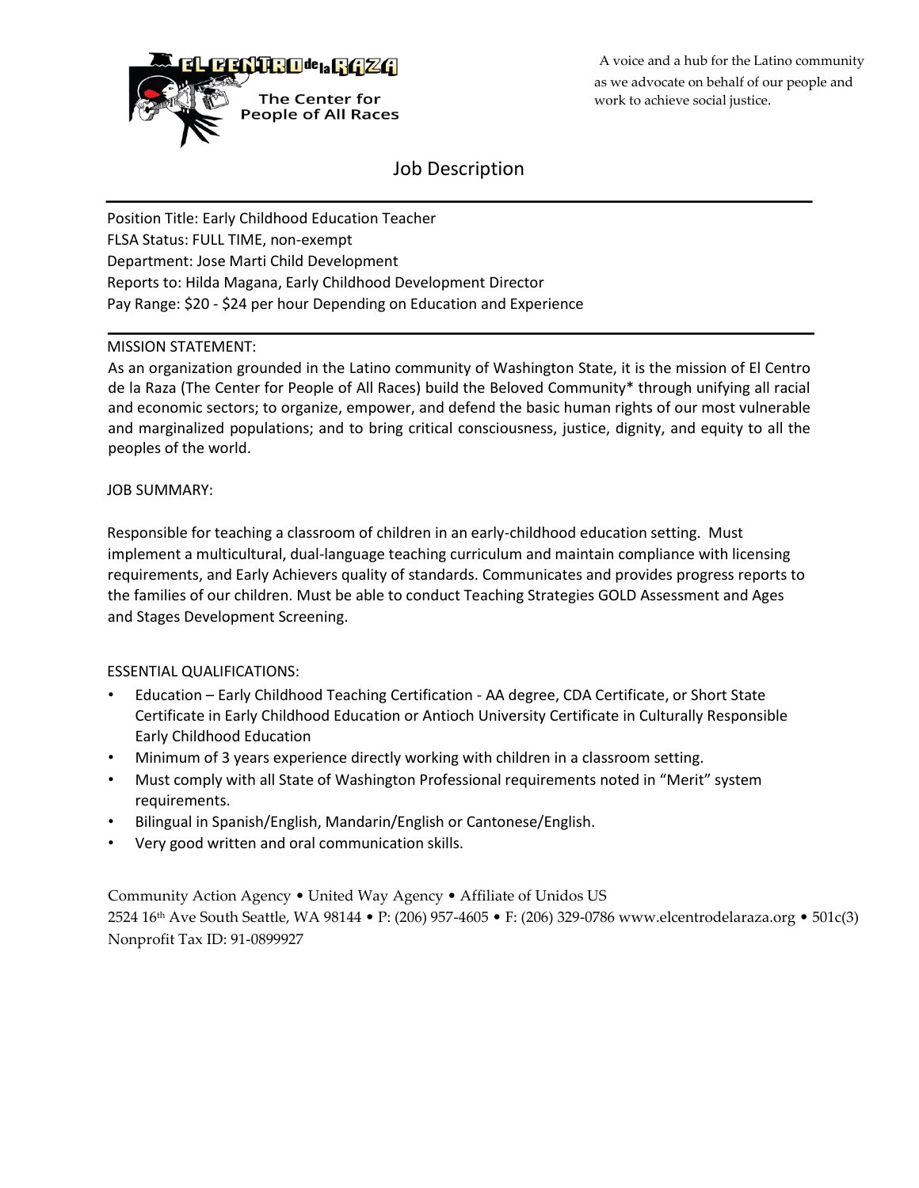EL CENTRO de la RAZA

The Center for People of All Races

A voice and a hub for the Latino community as we advocate on behalf of our people and work to achieve social justice.

# Job Description

Position Title: Early Childhood Education Teacher
FLSA Status: FULL TIME, non-exempt
Department: Jose Marti Child Development
Reports to: Hilda Magana, Early Childhood Development Director
Pay Range: $20 - $24 per hour Depending on Education and Experience

MISSION STATEMENT:

As an organization grounded in the Latino community of Washington State, it is the mission of El Centro de la Raza (The Center for People of All Races) build the Beloved Community* through unifying all racial and economic sectors; to organize, empower, and defend the basic human rights of our most vulnerable and marginalized populations; and to bring critical consciousness, justice, dignity, and equity to all the peoples of the world.

JOB SUMMARY:

Responsible for teaching a classroom of children in an early-childhood education setting. Must implement a multicultural, dual-language teaching curriculum and maintain compliance with licensing requirements, and Early Achievers quality of standards. Communicates and provides progress reports to the families of our children. Must be able to conduct Teaching Strategies GOLD Assessment and Ages and Stages Development Screening.

ESSENTIAL QUALIFICATIONS:

- Education – Early Childhood Teaching Certification - AA degree, CDA Certificate, or Short State Certificate in Early Childhood Education or Antioch University Certificate in Culturally Responsible Early Childhood Education
- Minimum of 3 years experience directly working with children in a classroom setting.
- Must comply with all State of Washington Professional requirements noted in "Merit" system requirements.
- Bilingual in Spanish/English, Mandarin/English or Cantonese/English.
- Very good written and oral communication skills.

Community Action Agency • United Way Agency • Affiliate of Unidos US
2524 16th Ave South Seattle, WA 98144 • P: (206) 957-4605 • F: (206) 329-0786 www.elcentrodelaraza.org • 501c(3) Nonprofit Tax ID: 91-0899927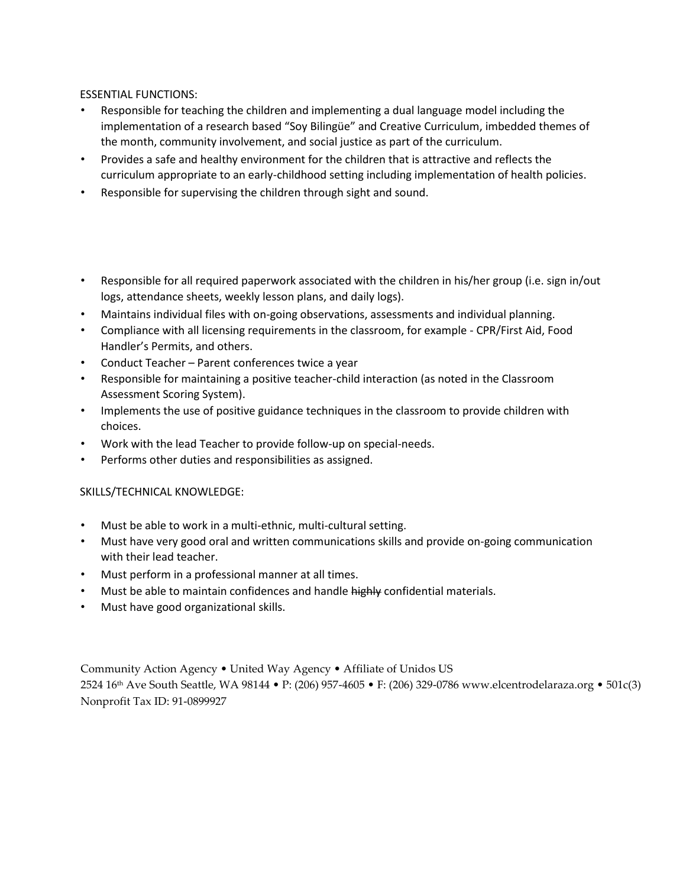ESSENTIAL FUNCTIONS:

- Responsible for teaching the children and implementing a dual language model including the implementation of a research based "Soy Bilingüe" and Creative Curriculum, imbedded themes of the month, community involvement, and social justice as part of the curriculum.
- Provides a safe and healthy environment for the children that is attractive and reflects the curriculum appropriate to an early-childhood setting including implementation of health policies.
- Responsible for supervising the children through sight and sound.

- Responsible for all required paperwork associated with the children in his/her group (i.e. sign in/out logs, attendance sheets, weekly lesson plans, and daily logs).
- Maintains individual files with on-going observations, assessments and individual planning.
- Compliance with all licensing requirements in the classroom, for example - CPR/First Aid, Food Handler's Permits, and others.
- Conduct Teacher – Parent conferences twice a year
- Responsible for maintaining a positive teacher-child interaction (as noted in the Classroom Assessment Scoring System).
- Implements the use of positive guidance techniques in the classroom to provide children with choices.
- Work with the lead Teacher to provide follow-up on special-needs.
- Performs other duties and responsibilities as assigned.

SKILLS/TECHNICAL KNOWLEDGE:

- Must be able to work in a multi-ethnic, multi-cultural setting.
- Must have very good oral and written communications skills and provide on-going communication with their lead teacher.
- Must perform in a professional manner at all times.
- Must be able to maintain confidences and handle ~~highly~~ confidential materials.
- Must have good organizational skills.

Community Action Agency • United Way Agency • Affiliate of Unidos US
2524 16th Ave South Seattle, WA 98144 • P: (206) 957-4605 • F: (206) 329-0786 www.elcentrodelaraza.org • 501c(3) Nonprofit Tax ID: 91-0899927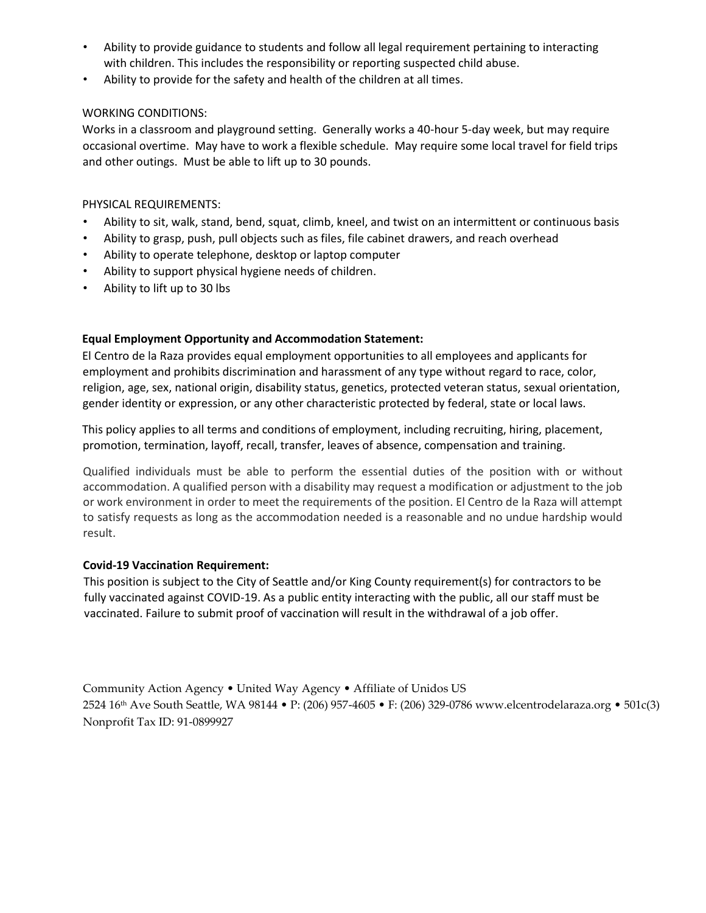- Ability to provide guidance to students and follow all legal requirement pertaining to interacting with children. This includes the responsibility or reporting suspected child abuse.
- Ability to provide for the safety and health of the children at all times.

WORKING CONDITIONS:

Works in a classroom and playground setting. Generally works a 40-hour 5-day week, but may require occasional overtime. May have to work a flexible schedule. May require some local travel for field trips and other outings. Must be able to lift up to 30 pounds.

PHYSICAL REQUIREMENTS:

- Ability to sit, walk, stand, bend, squat, climb, kneel, and twist on an intermittent or continuous basis
- Ability to grasp, push, pull objects such as files, file cabinet drawers, and reach overhead
- Ability to operate telephone, desktop or laptop computer
- Ability to support physical hygiene needs of children.
- Ability to lift up to 30 lbs

**Equal Employment Opportunity and Accommodation Statement:**

El Centro de la Raza provides equal employment opportunities to all employees and applicants for employment and prohibits discrimination and harassment of any type without regard to race, color, religion, age, sex, national origin, disability status, genetics, protected veteran status, sexual orientation, gender identity or expression, or any other characteristic protected by federal, state or local laws.

This policy applies to all terms and conditions of employment, including recruiting, hiring, placement, promotion, termination, layoff, recall, transfer, leaves of absence, compensation and training.

Qualified individuals must be able to perform the essential duties of the position with or without accommodation. A qualified person with a disability may request a modification or adjustment to the job or work environment in order to meet the requirements of the position. El Centro de la Raza will attempt to satisfy requests as long as the accommodation needed is a reasonable and no undue hardship would result.

**Covid-19 Vaccination Requirement:**

This position is subject to the City of Seattle and/or King County requirement(s) for contractors to be fully vaccinated against COVID-19. As a public entity interacting with the public, all our staff must be vaccinated. Failure to submit proof of vaccination will result in the withdrawal of a job offer.

Community Action Agency • United Way Agency • Affiliate of Unidos US
2524 16th Ave South Seattle, WA 98144 • P: (206) 957-4605 • F: (206) 329-0786 www.elcentrodelaraza.org • 501c(3) Nonprofit Tax ID: 91-0899927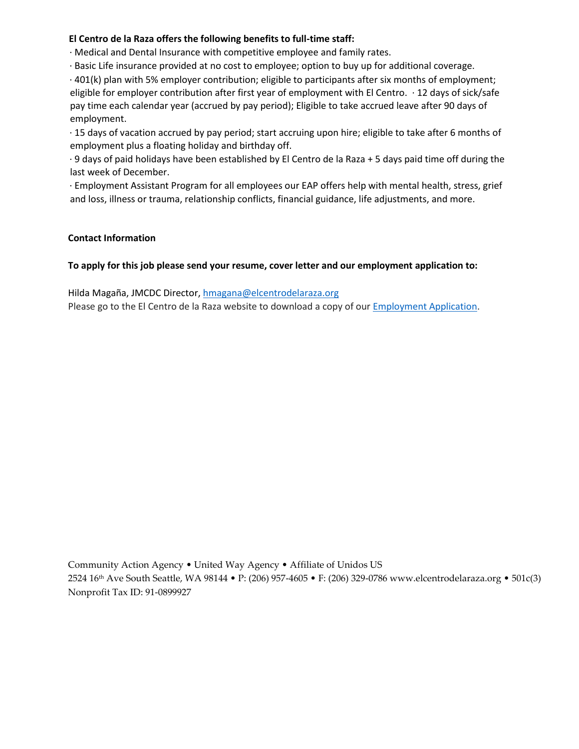**El Centro de la Raza offers the following benefits to full-time staff:**

· Medical and Dental Insurance with competitive employee and family rates.

· Basic Life insurance provided at no cost to employee; option to buy up for additional coverage.

· 401(k) plan with 5% employer contribution; eligible to participants after six months of employment; eligible for employer contribution after first year of employment with El Centro. · 12 days of sick/safe pay time each calendar year (accrued by pay period); Eligible to take accrued leave after 90 days of employment.

· 15 days of vacation accrued by pay period; start accruing upon hire; eligible to take after 6 months of employment plus a floating holiday and birthday off.

· 9 days of paid holidays have been established by El Centro de la Raza + 5 days paid time off during the last week of December.

· Employment Assistant Program for all employees our EAP offers help with mental health, stress, grief and loss, illness or trauma, relationship conflicts, financial guidance, life adjustments, and more.

**Contact Information**

**To apply for this job please send your resume, cover letter and our employment application to:**

Hilda Magaña, JMCDC Director, hmagana@elcentrodelaraza.org

Please go to the El Centro de la Raza website to download a copy of our Employment Application.

Community Action Agency • United Way Agency • Affiliate of Unidos US

2524 16th Ave South Seattle, WA 98144 • P: (206) 957-4605 • F: (206) 329-0786 www.elcentrodelaraza.org • 501c(3) Nonprofit Tax ID: 91-0899927